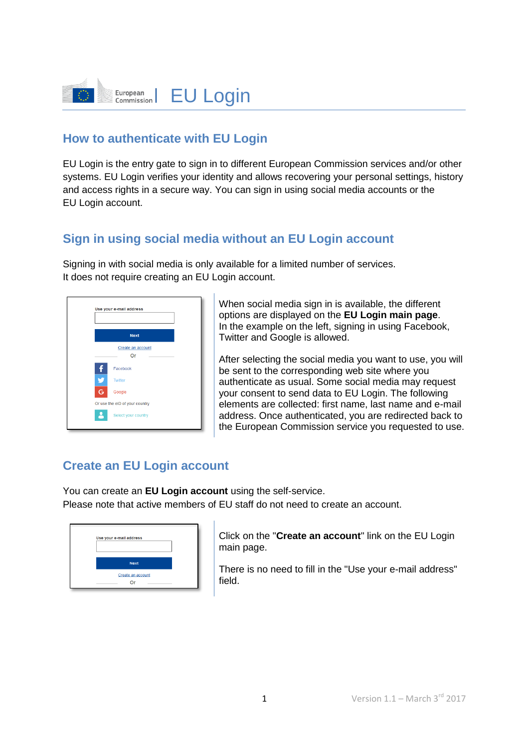# EU Login

## How to authenticate with EU Login

EU Login is the entry gate to sign in to different European Commission services and/or other systems. EU Login verifies your identity and allows recovering your personal settings, history and access rights in a secure way. You can sign in using social media accounts or the EU Login account.

## Sign in using social media without an EU Login account

Signing in with social media is only available for a limited number of services.
It does not require creating an EU Login account.

When social media sign in is available, the different options are displayed on the **EU Login main page**. In the example on the left, signing in using Facebook, Twitter and Google is allowed.

After selecting the social media you want to use, you will be sent to the corresponding web site where you authenticate as usual. Some social media may request your consent to send data to EU Login. The following elements are collected: first name, last name and e-mail address. Once authenticated, you are redirected back to the European Commission service you requested to use.

## Create an EU Login account

You can create an **EU Login account** using the self-service.
Please note that active members of EU staff do not need to create an account.

Click on the "**Create an account**" link on the EU Login main page.

There is no need to fill in the "Use your e-mail address" field.

Version 1.1 – March 3rd 2017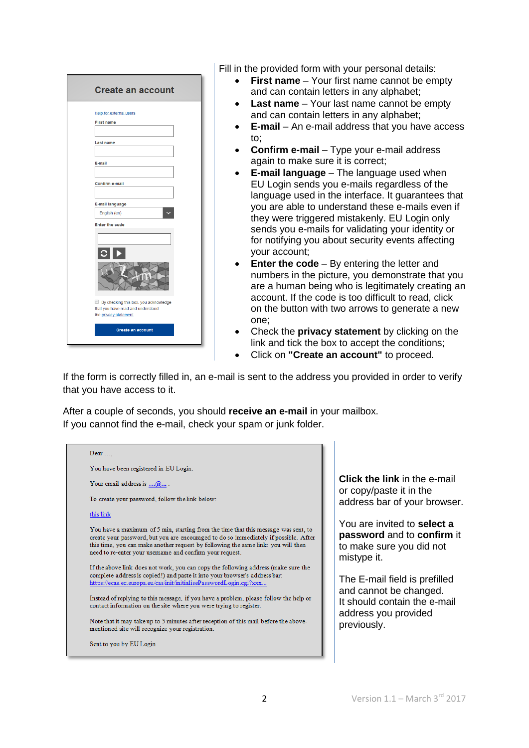Fill in the provided form with your personal details:

- **First name** – Your first name cannot be empty and can contain letters in any alphabet;
- **Last name** – Your last name cannot be empty and can contain letters in any alphabet;
- **E-mail** – An e-mail address that you have access to;
- **Confirm e-mail** – Type your e-mail address again to make sure it is correct;
- **E-mail language** – The language used when EU Login sends you e-mails regardless of the language used in the interface. It guarantees that you are able to understand these e-mails even if they were triggered mistakenly. EU Login only sends you e-mails for validating your identity or for notifying you about security events affecting your account;
- **Enter the code** – By entering the letter and numbers in the picture, you demonstrate that you are a human being who is legitimately creating an account. If the code is too difficult to read, click on the button with two arrows to generate a new one;
- Check the **privacy statement** by clicking on the link and tick the box to accept the conditions;
- Click on **"Create an account"** to proceed.

If the form is correctly filled in, an e-mail is sent to the address you provided in order to verify that you have access to it.

After a couple of seconds, you should **receive an e-mail** in your mailbox.
If you cannot find the e-mail, check your spam or junk folder.

**Click the link** in the e-mail or copy/paste it in the address bar of your browser.

You are invited to **select a password** and to **confirm** it to make sure you did not mistype it.

The E-mail field is prefilled and cannot be changed.
It should contain the e-mail address you provided previously.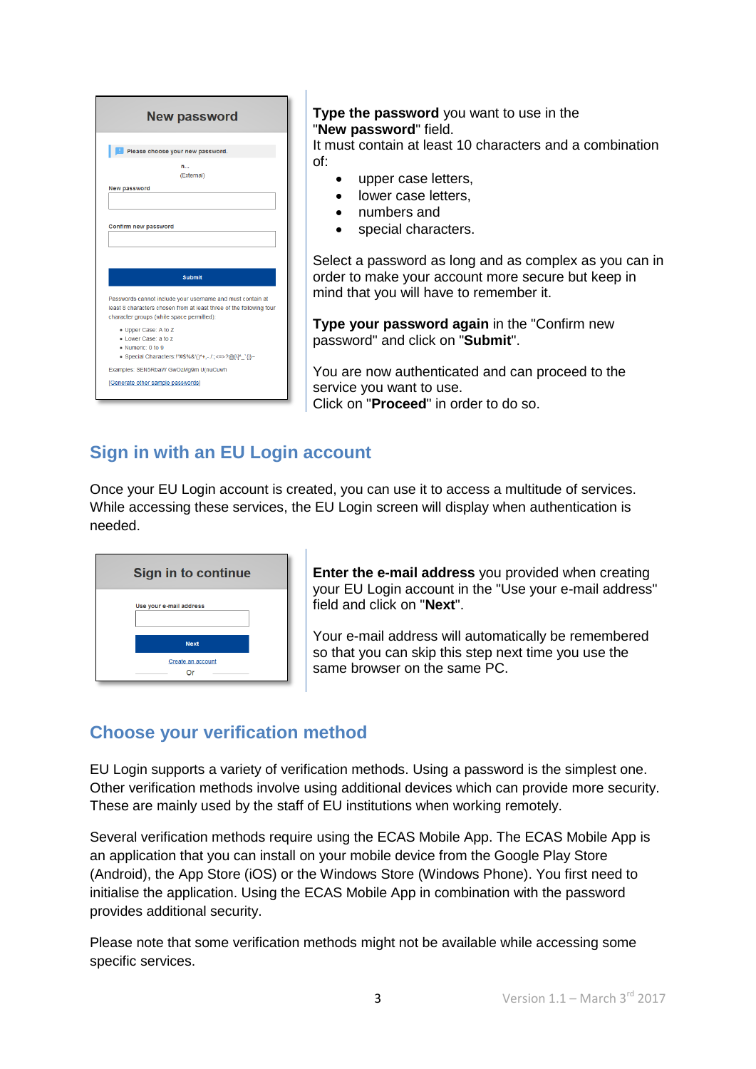**Type the password** you want to use in the "**New password**" field.
It must contain at least 10 characters and a combination of:

- upper case letters,
- lower case letters,
- numbers and
- special characters.

Select a password as long and as complex as you can in order to make your account more secure but keep in mind that you will have to remember it.

**Type your password again** in the "Confirm new password" and click on "**Submit**".

You are now authenticated and can proceed to the service you want to use.
Click on "**Proceed**" in order to do so.

## Sign in with an EU Login account

Once your EU Login account is created, you can use it to access a multitude of services. While accessing these services, the EU Login screen will display when authentication is needed.

**Enter the e-mail address** you provided when creating your EU Login account in the "Use your e-mail address" field and click on "**Next**".

Your e-mail address will automatically be remembered so that you can skip this step next time you use the same browser on the same PC.

## Choose your verification method

EU Login supports a variety of verification methods. Using a password is the simplest one. Other verification methods involve using additional devices which can provide more security. These are mainly used by the staff of EU institutions when working remotely.

Several verification methods require using the ECAS Mobile App. The ECAS Mobile App is an application that you can install on your mobile device from the Google Play Store (Android), the App Store (iOS) or the Windows Store (Windows Phone). You first need to initialise the application. Using the ECAS Mobile App in combination with the password provides additional security.

Please note that some verification methods might not be available while accessing some specific services.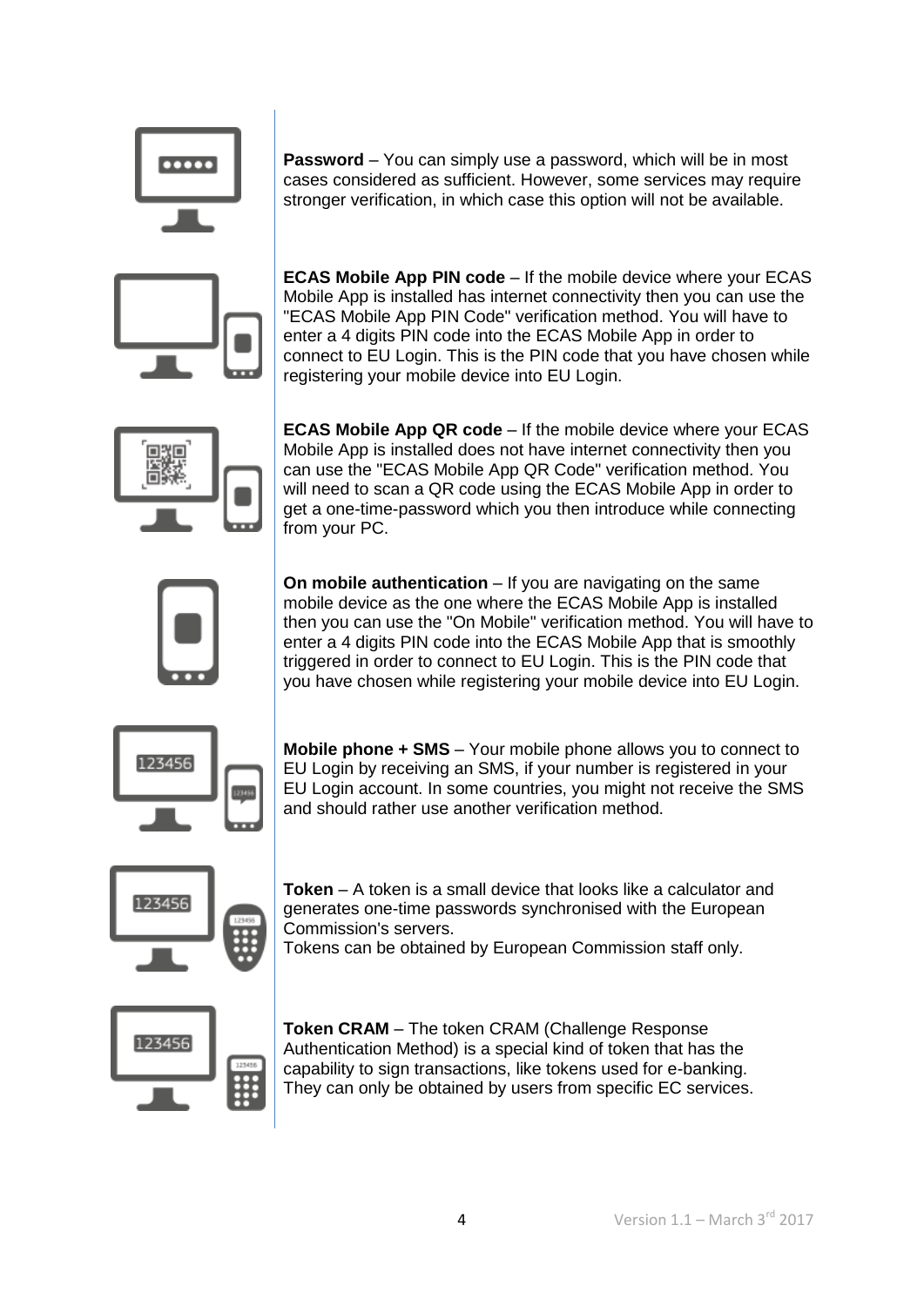**Password** – You can simply use a password, which will be in most cases considered as sufficient. However, some services may require stronger verification, in which case this option will not be available.

**ECAS Mobile App PIN code** – If the mobile device where your ECAS Mobile App is installed has internet connectivity then you can use the "ECAS Mobile App PIN Code" verification method. You will have to enter a 4 digits PIN code into the ECAS Mobile App in order to connect to EU Login. This is the PIN code that you have chosen while registering your mobile device into EU Login.

**ECAS Mobile App QR code** – If the mobile device where your ECAS Mobile App is installed does not have internet connectivity then you can use the "ECAS Mobile App QR Code" verification method. You will need to scan a QR code using the ECAS Mobile App in order to get a one-time-password which you then introduce while connecting from your PC.

**On mobile authentication** – If you are navigating on the same mobile device as the one where the ECAS Mobile App is installed then you can use the "On Mobile" verification method. You will have to enter a 4 digits PIN code into the ECAS Mobile App that is smoothly triggered in order to connect to EU Login. This is the PIN code that you have chosen while registering your mobile device into EU Login.

**Mobile phone + SMS** – Your mobile phone allows you to connect to EU Login by receiving an SMS, if your number is registered in your EU Login account. In some countries, you might not receive the SMS and should rather use another verification method.

**Token** – A token is a small device that looks like a calculator and generates one-time passwords synchronised with the European Commission's servers.
Tokens can be obtained by European Commission staff only.

**Token CRAM** – The token CRAM (Challenge Response Authentication Method) is a special kind of token that has the capability to sign transactions, like tokens used for e-banking. They can only be obtained by users from specific EC services.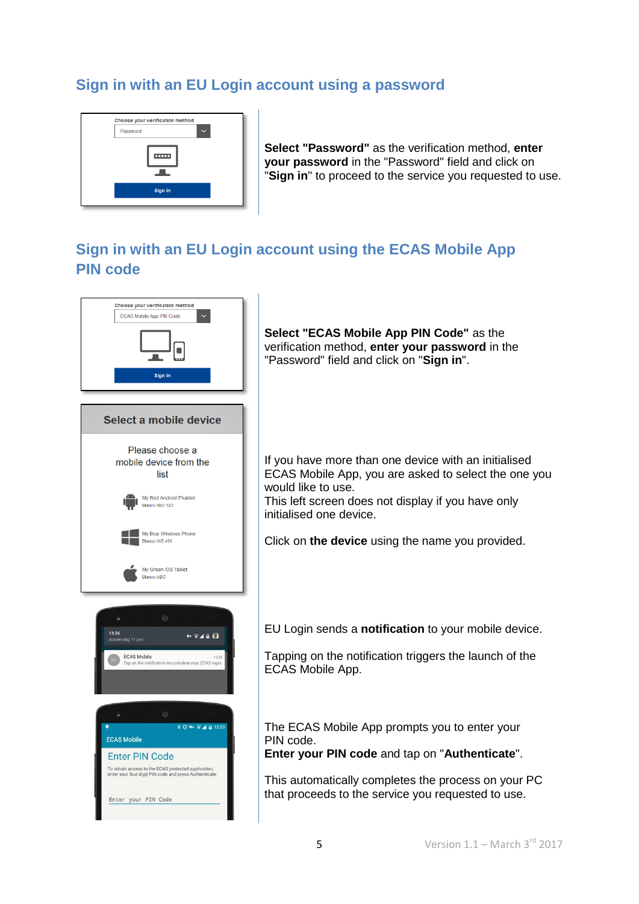## Sign in with an EU Login account using a password

**Select "Password"** as the verification method, **enter your password** in the "Password" field and click on "**Sign in**" to proceed to the service you requested to use.

## Sign in with an EU Login account using the ECAS Mobile App PIN code

**Select "ECAS Mobile App PIN Code"** as the verification method, **enter your password** in the "Password" field and click on "**Sign in**".

If you have more than one device with an initialised ECAS Mobile App, you are asked to select the one you would like to use.
This left screen does not display if you have only initialised one device.

Click on **the device** using the name you provided.

EU Login sends a **notification** to your mobile device.

Tapping on the notification triggers the launch of the ECAS Mobile App.

The ECAS Mobile App prompts you to enter your PIN code.
**Enter your PIN code** and tap on "**Authenticate**".

This automatically completes the process on your PC that proceeds to the service you requested to use.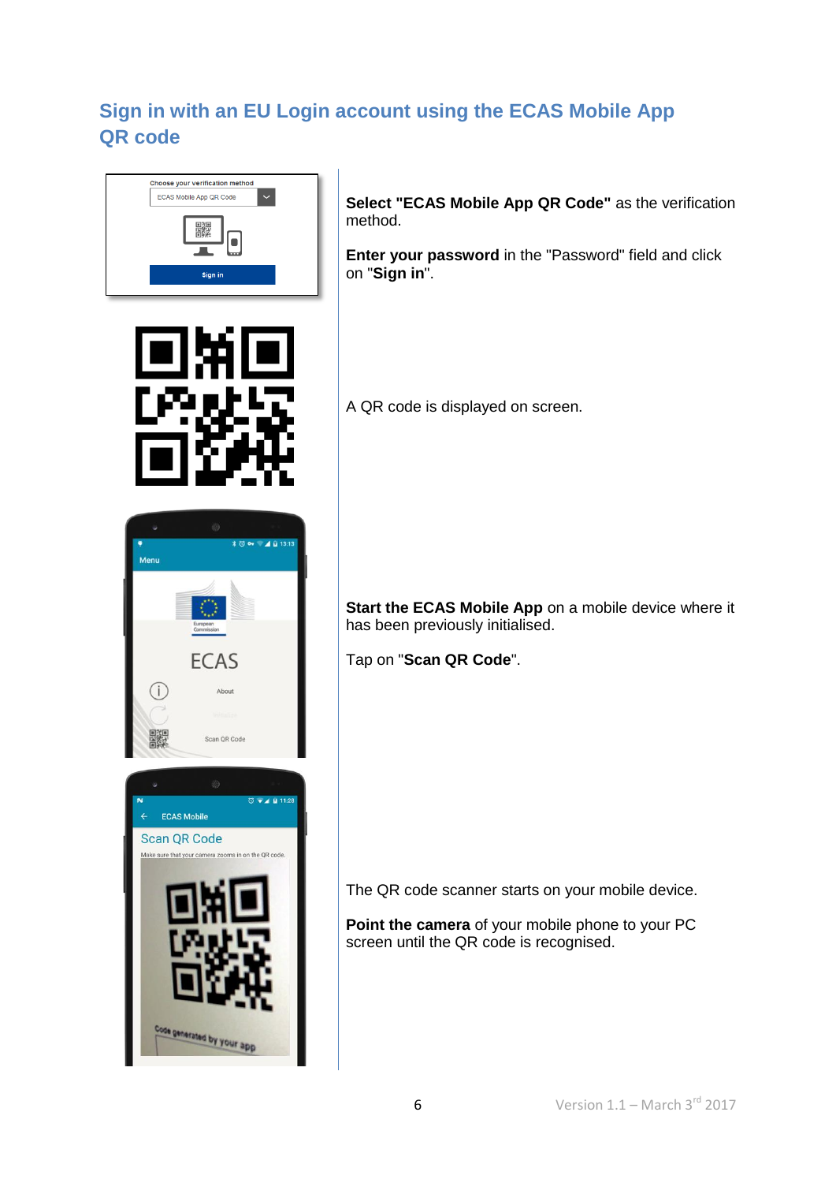## Sign in with an EU Login account using the ECAS Mobile App QR code

**Select "ECAS Mobile App QR Code"** as the verification method.

**Enter your password** in the "Password" field and click on "**Sign in**".

A QR code is displayed on screen.

**Start the ECAS Mobile App** on a mobile device where it has been previously initialised.

Tap on "**Scan QR Code**".

The QR code scanner starts on your mobile device.

**Point the camera** of your mobile phone to your PC screen until the QR code is recognised.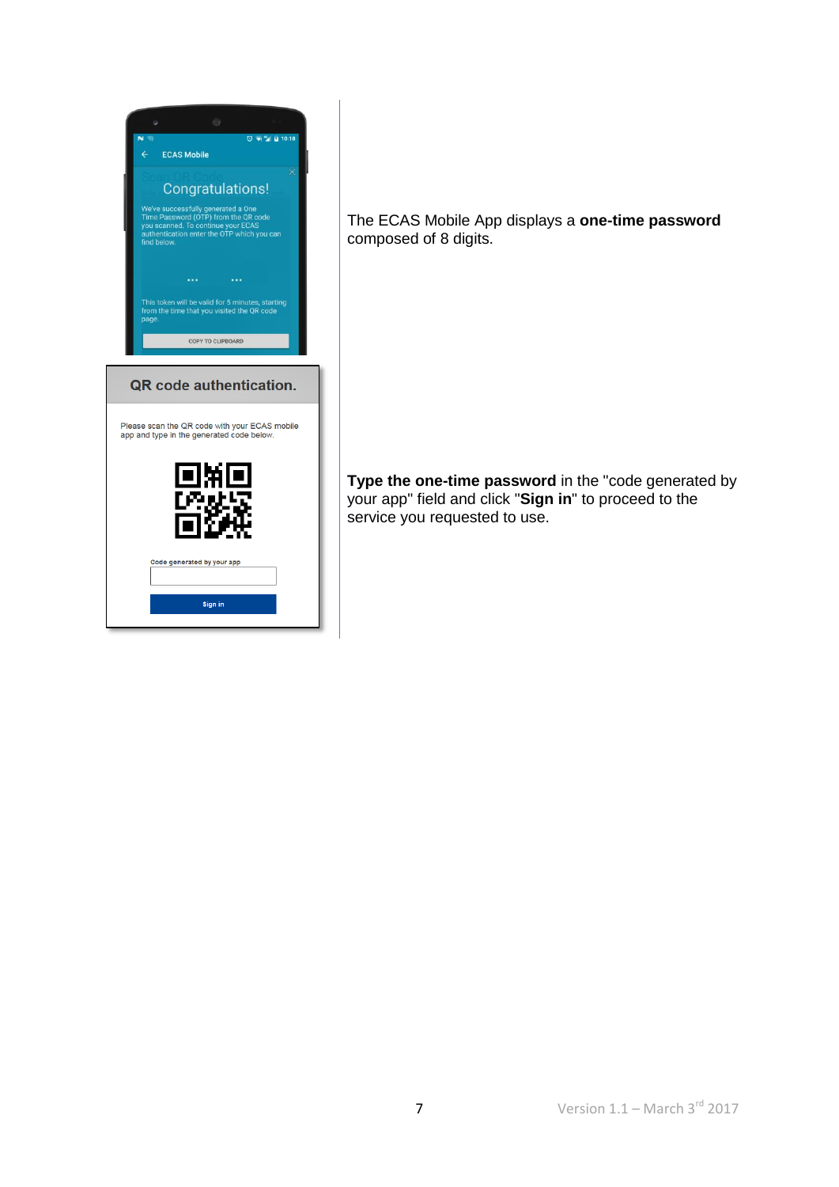We've successfully generated a One Time Password (OTP) from the QR code you scanned. To continue your ECAS authentication enter the OTP which you can find below.

This token will be valid for 5 minutes, starting from the time that you visited the QR code page.

COPY TO CLIPBOARD

The ECAS Mobile App displays a **one-time password** composed of 8 digits.

**QR code authentication.**

Please scan the QR code with your ECAS mobile app and type in the generated code below.

Code generated by your app

Sign in

**Type the one-time password** in the "code generated by your app" field and click "**Sign in**" to proceed to the service you requested to use.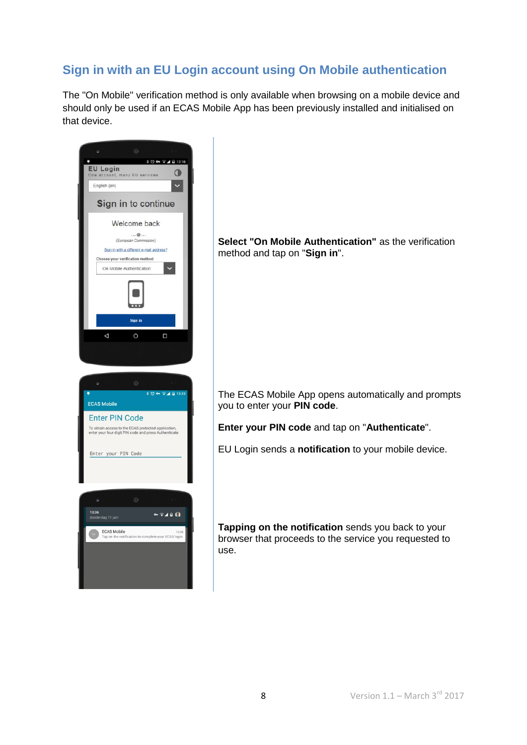## Sign in with an EU Login account using On Mobile authentication

The "On Mobile" verification method is only available when browsing on a mobile device and should only be used if an ECAS Mobile App has been previously installed and initialised on that device.

**Select "On Mobile Authentication"** as the verification method and tap on "**Sign in**".

The ECAS Mobile App opens automatically and prompts you to enter your **PIN code**.

**Enter your PIN code** and tap on "**Authenticate**".

EU Login sends a **notification** to your mobile device.

**Tapping on the notification** sends you back to your browser that proceeds to the service you requested to use.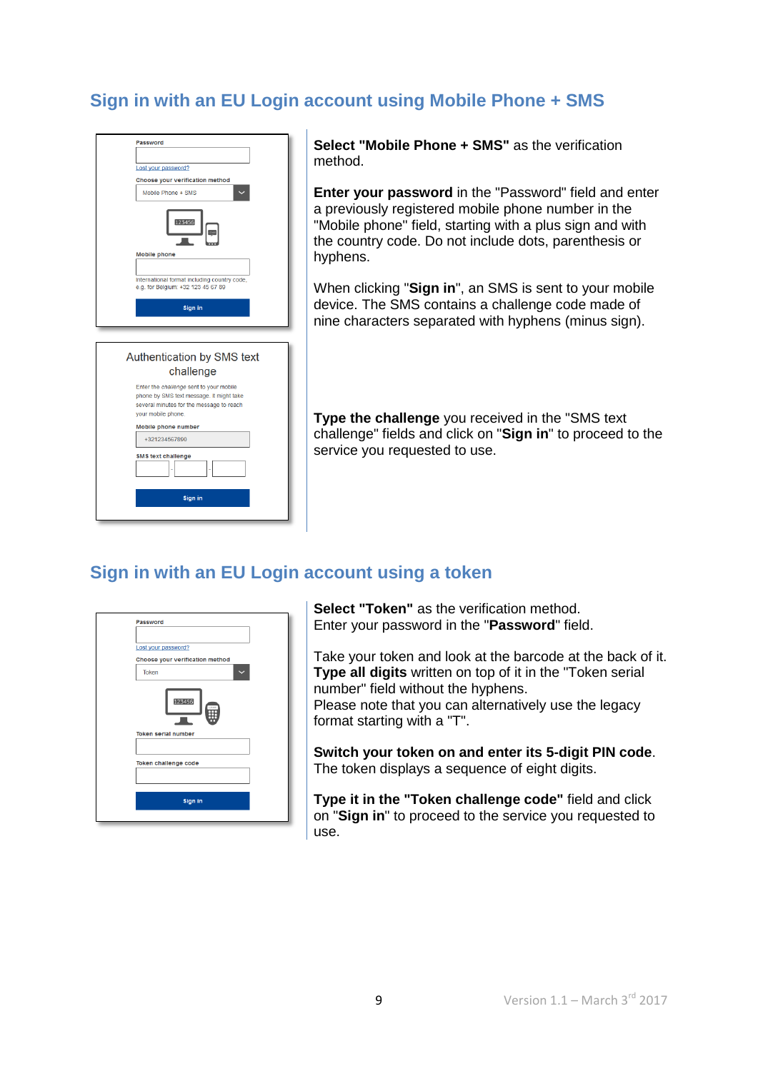## Sign in with an EU Login account using Mobile Phone + SMS

**Select "Mobile Phone + SMS"** as the verification method.

**Enter your password** in the "Password" field and enter a previously registered mobile phone number in the "Mobile phone" field, starting with a plus sign and with the country code. Do not include dots, parenthesis or hyphens.

When clicking "**Sign in**", an SMS is sent to your mobile device. The SMS contains a challenge code made of nine characters separated with hyphens (minus sign).

**Type the challenge** you received in the "SMS text challenge" fields and click on "**Sign in**" to proceed to the service you requested to use.

## Sign in with an EU Login account using a token

**Select "Token"** as the verification method.
Enter your password in the "**Password**" field.

Take your token and look at the barcode at the back of it. **Type all digits** written on top of it in the "Token serial number" field without the hyphens.
Please note that you can alternatively use the legacy format starting with a "T".

**Switch your token on and enter its 5-digit PIN code**.
The token displays a sequence of eight digits.

**Type it in the "Token challenge code"** field and click on "**Sign in**" to proceed to the service you requested to use.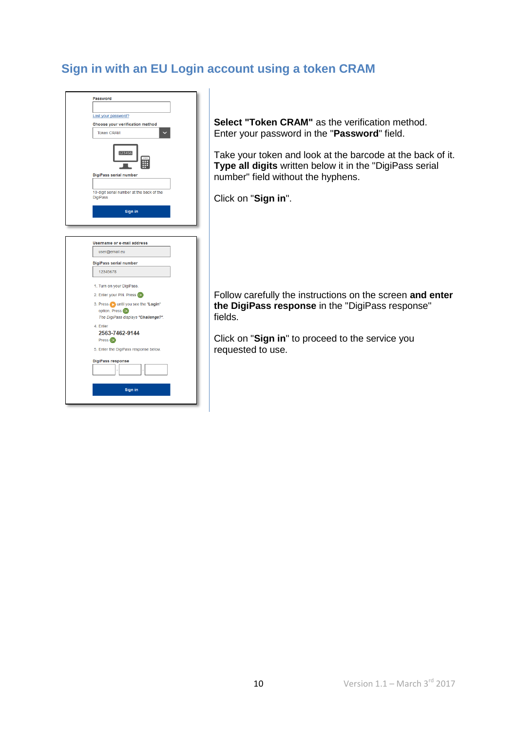## Sign in with an EU Login account using a token CRAM

Password

Lost your password?

Choose your verification method

Token CRAM

DigiPass serial number

10-digit serial number at the back of the DigiPass

Sign in

**Select "Token CRAM"** as the verification method. Enter your password in the "**Password**" field.

Take your token and look at the barcode at the back of it. **Type all digits** written below it in the "DigiPass serial number" field without the hyphens.

Click on "**Sign in**".

Username or e-mail address

user@email.eu

DigiPass serial number

12345678

1. Turn on your DigiPass.
2. Enter your PIN. Press OK
3. Press until you see the "Login" option. Press OK
   The DigiPass displays "Challenge?".
4. Enter
   **2563-7462-9144**
   Press OK
5. Enter the DigiPass response below.

DigiPass response

Sign in

Follow carefully the instructions on the screen **and enter the DigiPass response** in the "DigiPass response" fields.

Click on "**Sign in**" to proceed to the service you requested to use.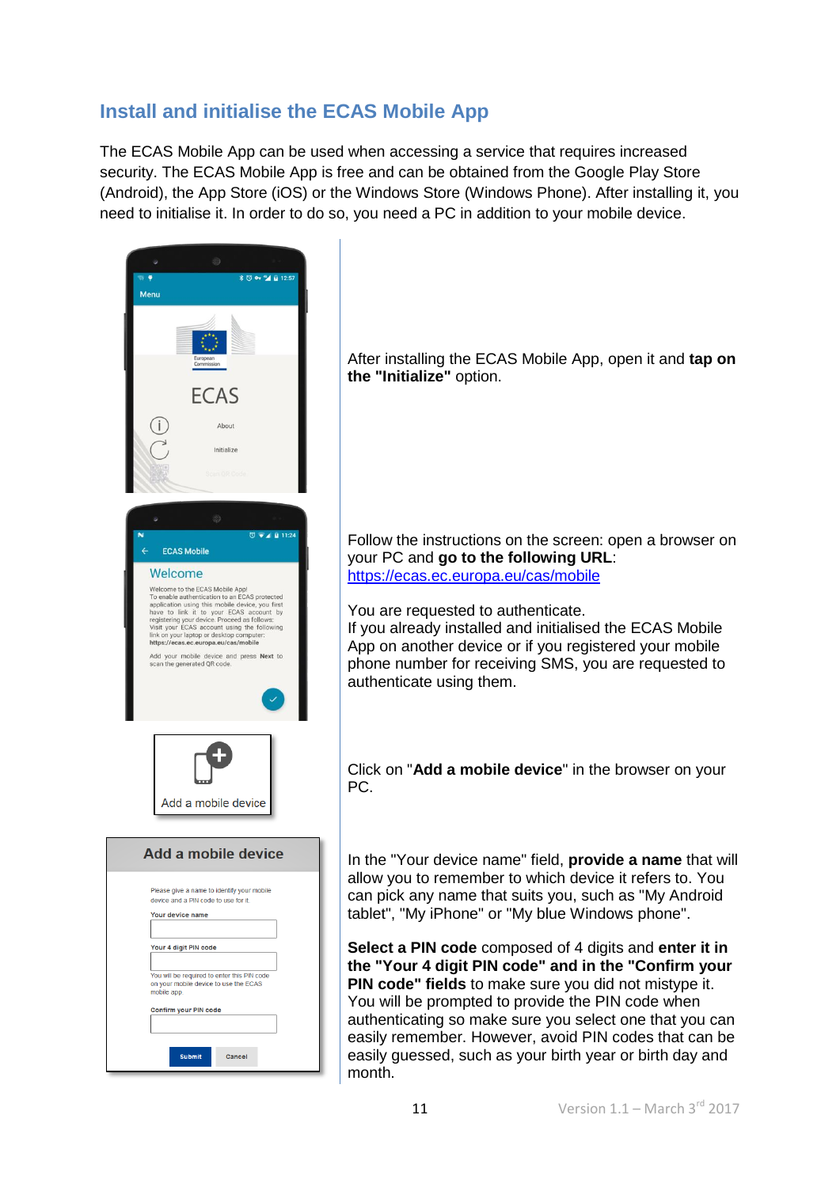## Install and initialise the ECAS Mobile App

The ECAS Mobile App can be used when accessing a service that requires increased security. The ECAS Mobile App is free and can be obtained from the Google Play Store (Android), the App Store (iOS) or the Windows Store (Windows Phone). After installing it, you need to initialise it. In order to do so, you need a PC in addition to your mobile device.

After installing the ECAS Mobile App, open it and **tap on the "Initialize"** option.

Follow the instructions on the screen: open a browser on your PC and **go to the following URL**: https://ecas.ec.europa.eu/cas/mobile

You are requested to authenticate.
If you already installed and initialised the ECAS Mobile App on another device or if you registered your mobile phone number for receiving SMS, you are requested to authenticate using them.

Click on "**Add a mobile device**" in the browser on your PC.

In the "Your device name" field, **provide a name** that will allow you to remember to which device it refers to. You can pick any name that suits you, such as "My Android tablet", "My iPhone" or "My blue Windows phone".

**Select a PIN code** composed of 4 digits and **enter it in the "Your 4 digit PIN code" and in the "Confirm your PIN code" fields** to make sure you did not mistype it. You will be prompted to provide the PIN code when authenticating so make sure you select one that you can easily remember. However, avoid PIN codes that can be easily guessed, such as your birth year or birth day and month.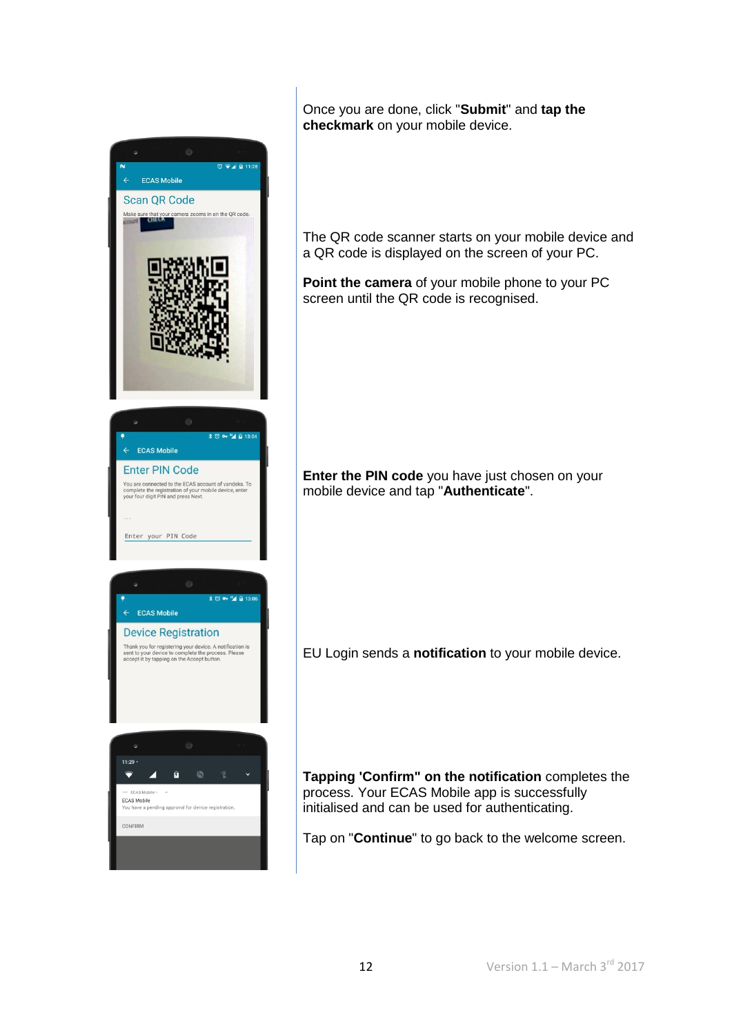Once you are done, click "**Submit**" and **tap the checkmark** on your mobile device.

The QR code scanner starts on your mobile device and a QR code is displayed on the screen of your PC.

**Point the camera** of your mobile phone to your PC screen until the QR code is recognised.

**Enter the PIN code** you have just chosen on your mobile device and tap "**Authenticate**".

EU Login sends a **notification** to your mobile device.

**Tapping 'Confirm" on the notification** completes the process. Your ECAS Mobile app is successfully initialised and can be used for authenticating.

Tap on "**Continue**" to go back to the welcome screen.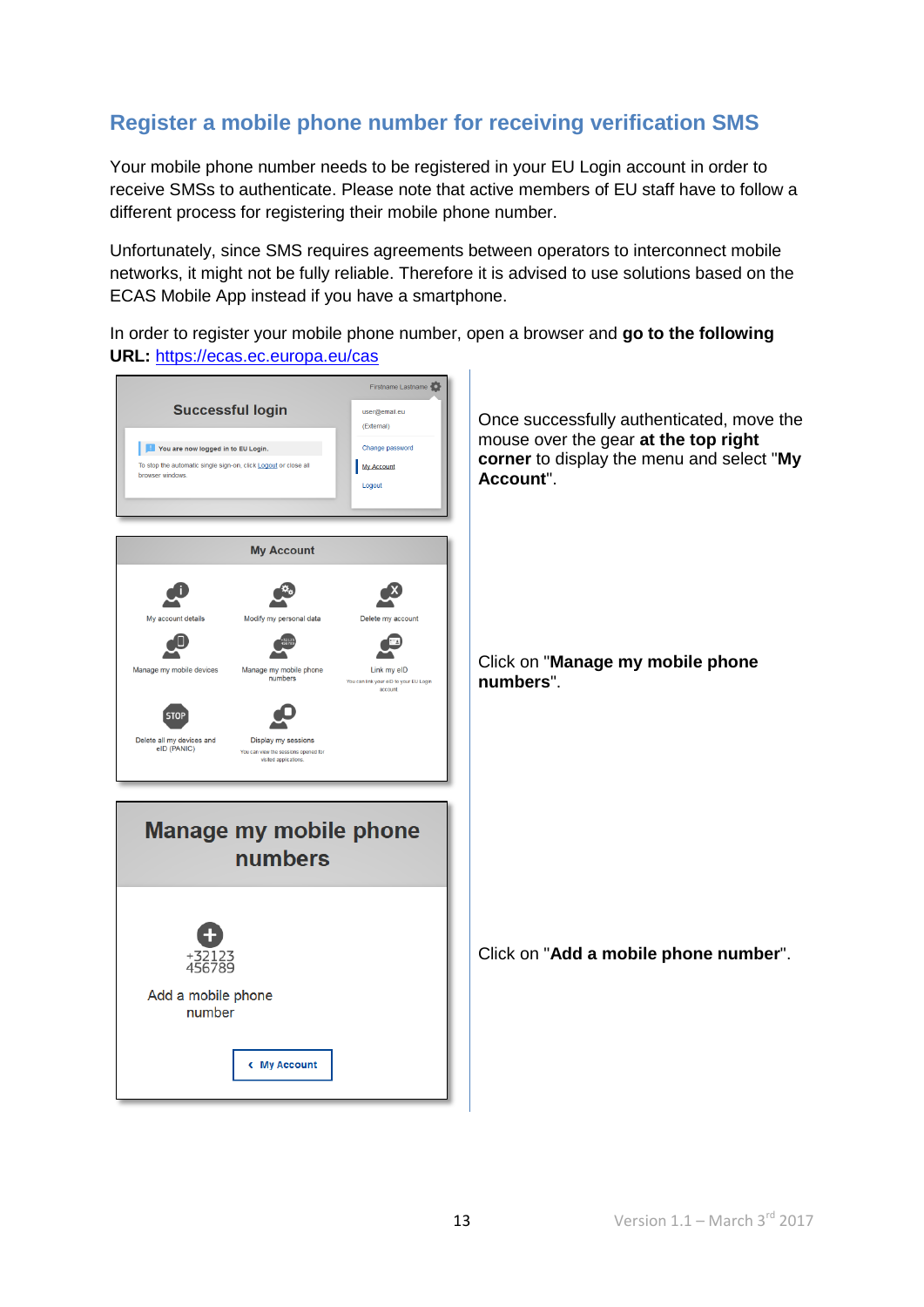## Register a mobile phone number for receiving verification SMS

Your mobile phone number needs to be registered in your EU Login account in order to receive SMSs to authenticate. Please note that active members of EU staff have to follow a different process for registering their mobile phone number.

Unfortunately, since SMS requires agreements between operators to interconnect mobile networks, it might not be fully reliable. Therefore it is advised to use solutions based on the ECAS Mobile App instead if you have a smartphone.

In order to register your mobile phone number, open a browser and **go to the following URL:** https://ecas.ec.europa.eu/cas

Once successfully authenticated, move the mouse over the gear **at the top right corner** to display the menu and select "**My Account**".

Click on "**Manage my mobile phone numbers**".

Click on "**Add a mobile phone number**".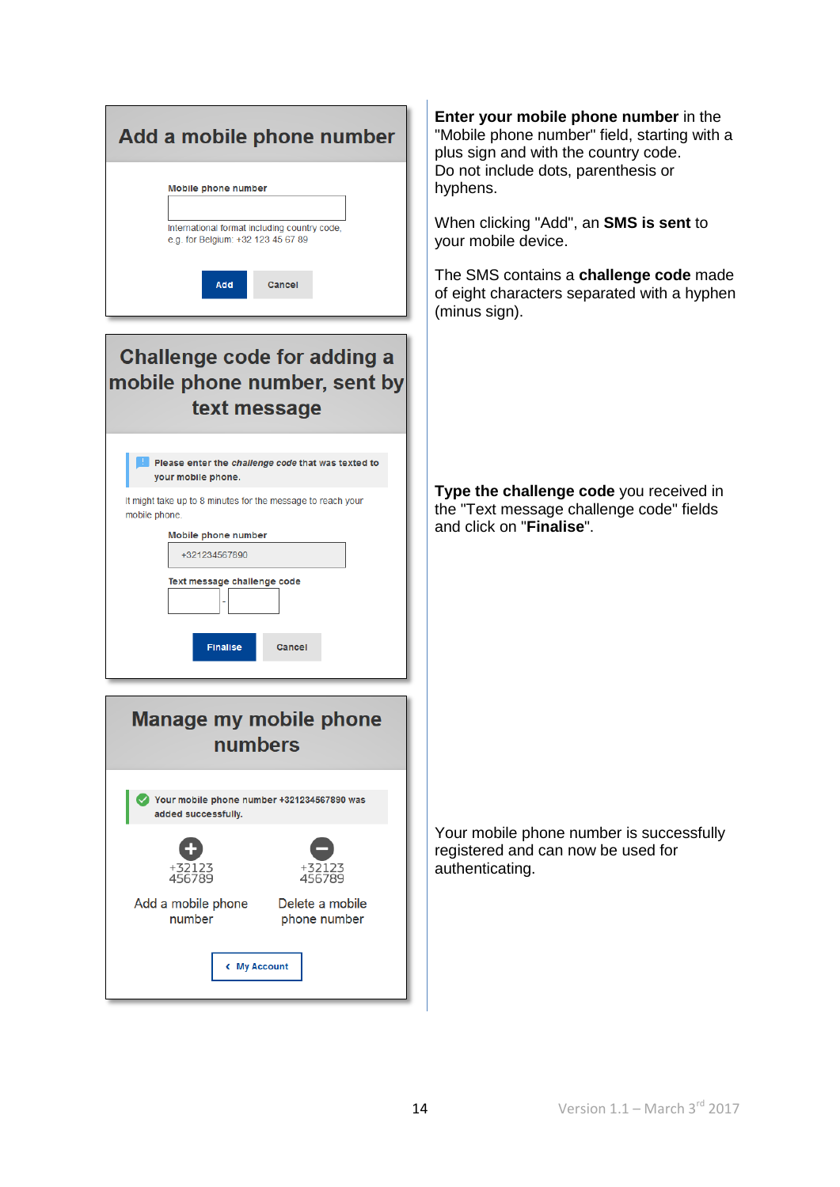## Add a mobile phone number

Mobile phone number

International format including country code, e.g. for Belgium: +32 123 45 67 89

Add | Cancel

**Enter your mobile phone number** in the "Mobile phone number" field, starting with a plus sign and with the country code.
Do not include dots, parenthesis or hyphens.

When clicking "Add", an **SMS is sent** to your mobile device.

The SMS contains a **challenge code** made of eight characters separated with a hyphen (minus sign).

## Challenge code for adding a mobile phone number, sent by text message

Please enter the *challenge code* that was texted to your mobile phone.

It might take up to 8 minutes for the message to reach your mobile phone.

Mobile phone number

+321234567890

Text message challenge code

Finalise | Cancel

**Type the challenge code** you received in the "Text message challenge code" fields and click on "**Finalise**".

## Manage my mobile phone numbers

Your mobile phone number +321234567890 was added successfully.

+32123 456789 — Add a mobile phone number

+32123 456789 — Delete a mobile phone number

‹ My Account

Your mobile phone number is successfully registered and can now be used for authenticating.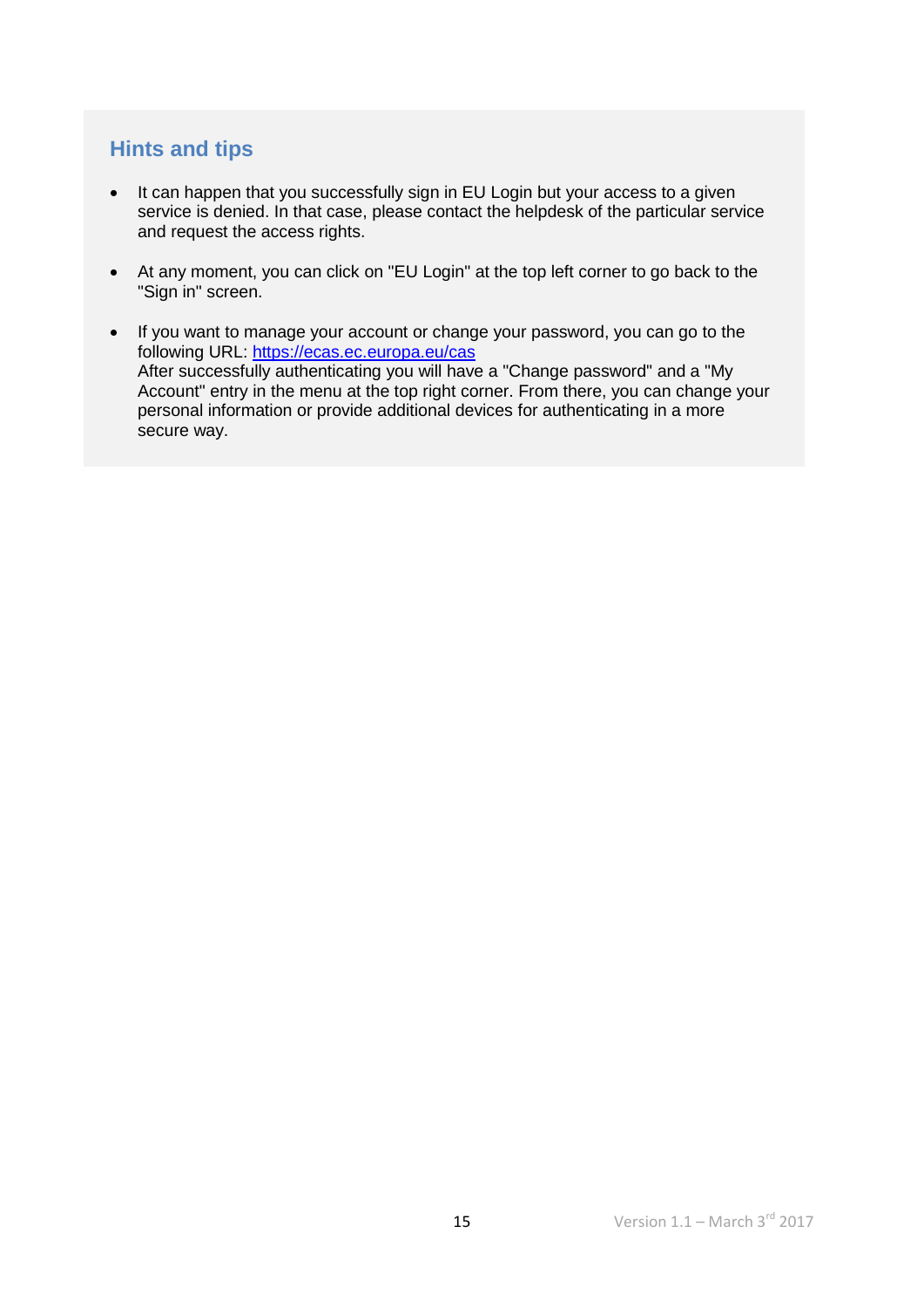## Hints and tips

- It can happen that you successfully sign in EU Login but your access to a given service is denied. In that case, please contact the helpdesk of the particular service and request the access rights.

- At any moment, you can click on "EU Login" at the top left corner to go back to the "Sign in" screen.

- If you want to manage your account or change your password, you can go to the following URL: [https://ecas.ec.europa.eu/cas](https://ecas.ec.europa.eu/cas)
  After successfully authenticating you will have a "Change password" and a "My Account" entry in the menu at the top right corner. From there, you can change your personal information or provide additional devices for authenticating in a more secure way.